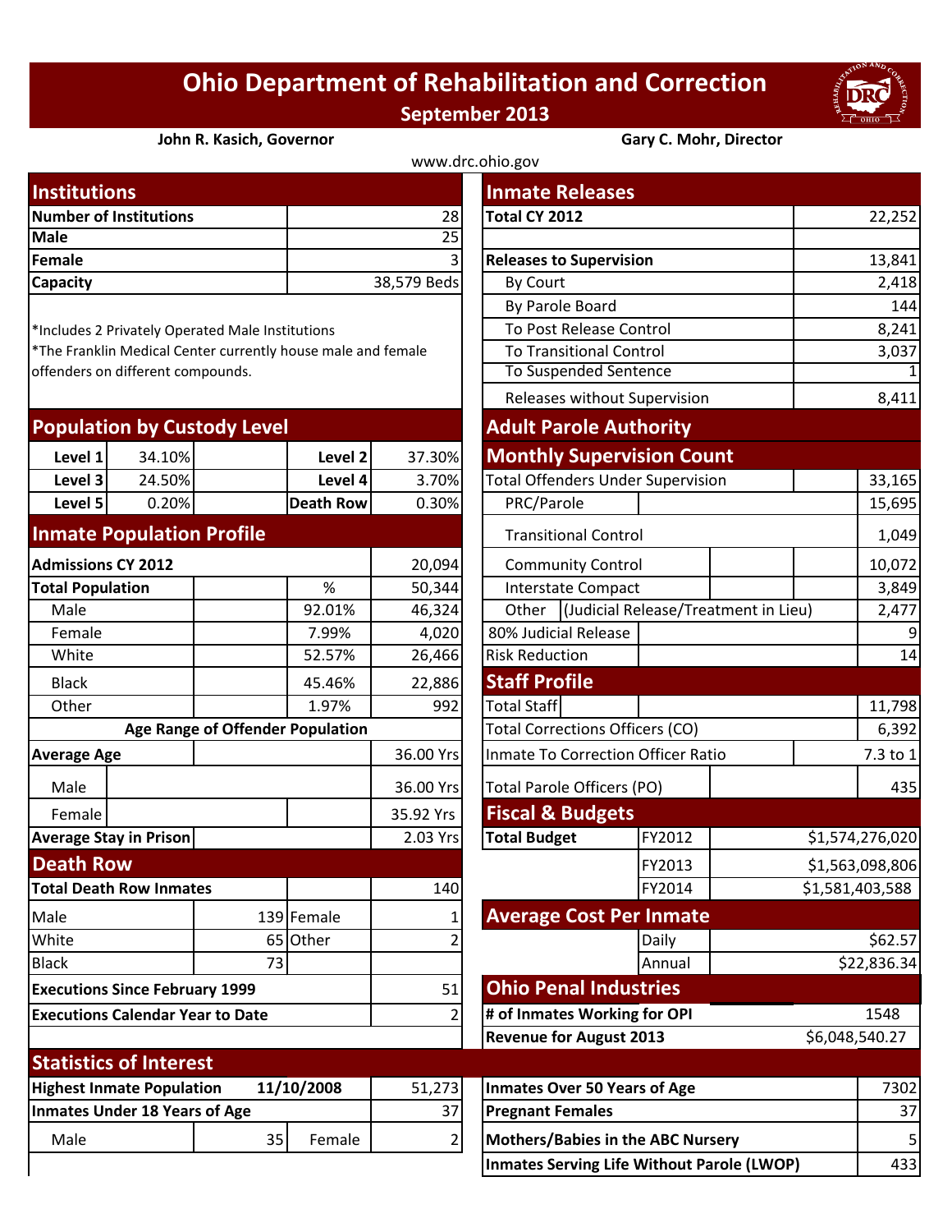# Ohio Department of Rehabilitation and Correction

**September 2013**

**John R. Kasich, Governor** | **Gary C. Mohr, Director**

www.drc.ohio.gov

## Institutions

| | |
|---|---|
| **Number of Institutions** | 28 |
| **Male** | 25 |
| **Female** | 3 |
| **Capacity** | 38,579 Beds |

*Includes 2 Privately Operated Male Institutions
*The Franklin Medical Center currently house male and female offenders on different compounds.

## Population by Custody Level

| | | | |
|---|---|---|---|
| **Level 1** | 34.10% | **Level 2** | 37.30% |
| **Level 3** | 24.50% | **Level 4** | 3.70% |
| **Level 5** | 0.20% | **Death Row** | 0.30% |

## Inmate Population Profile

| | % | |
|---|---|---|
| **Admissions CY 2012** | | 20,094 |
| **Total Population** | % | 50,344 |
| Male | 92.01% | 46,324 |
| Female | 7.99% | 4,020 |
| White | 52.57% | 26,466 |
| Black | 45.46% | 22,886 |
| Other | 1.97% | 992 |

**Age Range of Offender Population**

| | |
|---|---|
| **Average Age** | 36.00 Yrs |
| Male | 36.00 Yrs |
| Female | 35.92 Yrs |
| **Average Stay in Prison** | 2.03 Yrs |

## Death Row

| | | | |
|---|---|---|---|
| **Total Death Row Inmates** | | | 140 |
| Male | 139 | Female | 1 |
| White | 65 | Other | 2 |
| Black | 73 | | |
| **Executions Since February 1999** | | | 51 |
| **Executions Calendar Year to Date** | | | 2 |

## Inmate Releases

| | |
|---|---|
| **Total CY 2012** | 22,252 |
| **Releases to Supervision** | 13,841 |
| By Court | 2,418 |
| By Parole Board | 144 |
| To Post Release Control | 8,241 |
| To Transitional Control | 3,037 |
| To Suspended Sentence | 1 |
| Releases without Supervision | 8,411 |

## Adult Parole Authority

### Monthly Supervision Count

| | |
|---|---|
| Total Offenders Under Supervision | 33,165 |
| PRC/Parole | 15,695 |
| Transitional Control | 1,049 |
| Community Control | 10,072 |
| Interstate Compact | 3,849 |
| Other (Judicial Release/Treatment in Lieu) | 2,477 |
| 80% Judicial Release | 9 |
| Risk Reduction | 14 |

## Staff Profile

| | |
|---|---|
| Total Staff | 11,798 |
| Total Corrections Officers (CO) | 6,392 |
| Inmate To Correction Officer Ratio | 7.3 to 1 |
| Total Parole Officers (PO) | 435 |

## Fiscal & Budgets

| | | |
|---|---|---|
| **Total Budget** | FY2012 | $1,574,276,020 |
| | FY2013 | $1,563,098,806 |
| | FY2014 | $1,581,403,588 |

## Average Cost Per Inmate

| | |
|---|---|
| Daily | $62.57 |
| Annual | $22,836.34 |

## Ohio Penal Industries

| | |
|---|---|
| **# of Inmates Working for OPI** | 1548 |
| **Revenue for August 2013** | $6,048,540.27 |

## Statistics of Interest

| | | | |
|---|---|---|---|
| **Highest Inmate Population** | **11/10/2008** | | 51,273 |
| **Inmates Under 18 Years of Age** | | | 37 |
| Male | 35 | Female | 2 |

| | |
|---|---|
| **Inmates Over 50 Years of Age** | 7302 |
| **Pregnant Females** | 37 |
| **Mothers/Babies in the ABC Nursery** | 5 |
| **Inmates Serving Life Without Parole (LWOP)** | 433 |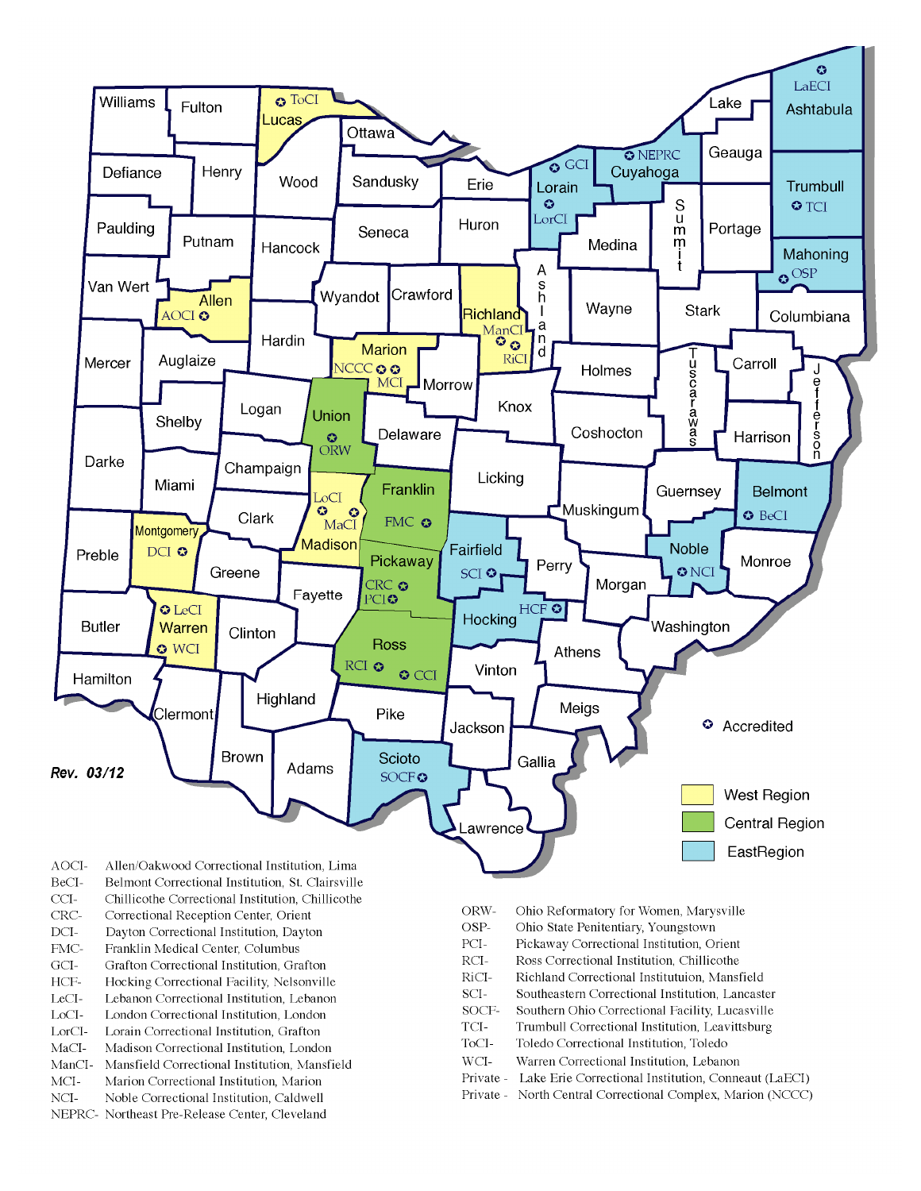Rev. 03/12

✪ Accredited

West Region

Central Region

EastRegion

| Abbreviation | Institution |
| --- | --- |
| AOCI- | Allen/Oakwood Correctional Institution, Lima |
| BeCI- | Belmont Correctional Institution, St. Clairsville |
| CCI- | Chillicothe Correctional Institution, Chillicothe |
| CRC- | Correctional Reception Center, Orient |
| DCI- | Dayton Correctional Institution, Dayton |
| FMC- | Franklin Medical Center, Columbus |
| GCI- | Grafton Correctional Institution, Grafton |
| HCF- | Hocking Correctional Facility, Nelsonville |
| LeCI- | Lebanon Correctional Institution, Lebanon |
| LoCI- | London Correctional Institution, London |
| LorCI- | Lorain Correctional Institution, Grafton |
| MaCI- | Madison Correctional Institution, London |
| ManCI- | Mansfield Correctional Institution, Mansfield |
| MCI- | Marion Correctional Institution, Marion |
| NCI- | Noble Correctional Institution, Caldwell |
| NEPRC- | Northeast Pre-Release Center, Cleveland |
| ORW- | Ohio Reformatory for Women, Marysville |
| OSP- | Ohio State Penitentiary, Youngstown |
| PCI- | Pickaway Correctional Institution, Orient |
| RCI- | Ross Correctional Institution, Chillicothe |
| RiCI- | Richland Correctional Instituttuion, Mansfield |
| SCI- | Southeastern Correctional Institution, Lancaster |
| SOCF- | Southern Ohio Correctional Facility, Lucasville |
| TCI- | Trumbull Correctional Institution, Leavittsburg |
| ToCI- | Toledo Correctional Institution, Toledo |
| WCI- | Warren Correctional Institution, Lebanon |
| Private - | Lake Erie Correctional Institution, Conneaut (LaECI) |
| Private - | North Central Correctional Complex, Marion (NCCC) |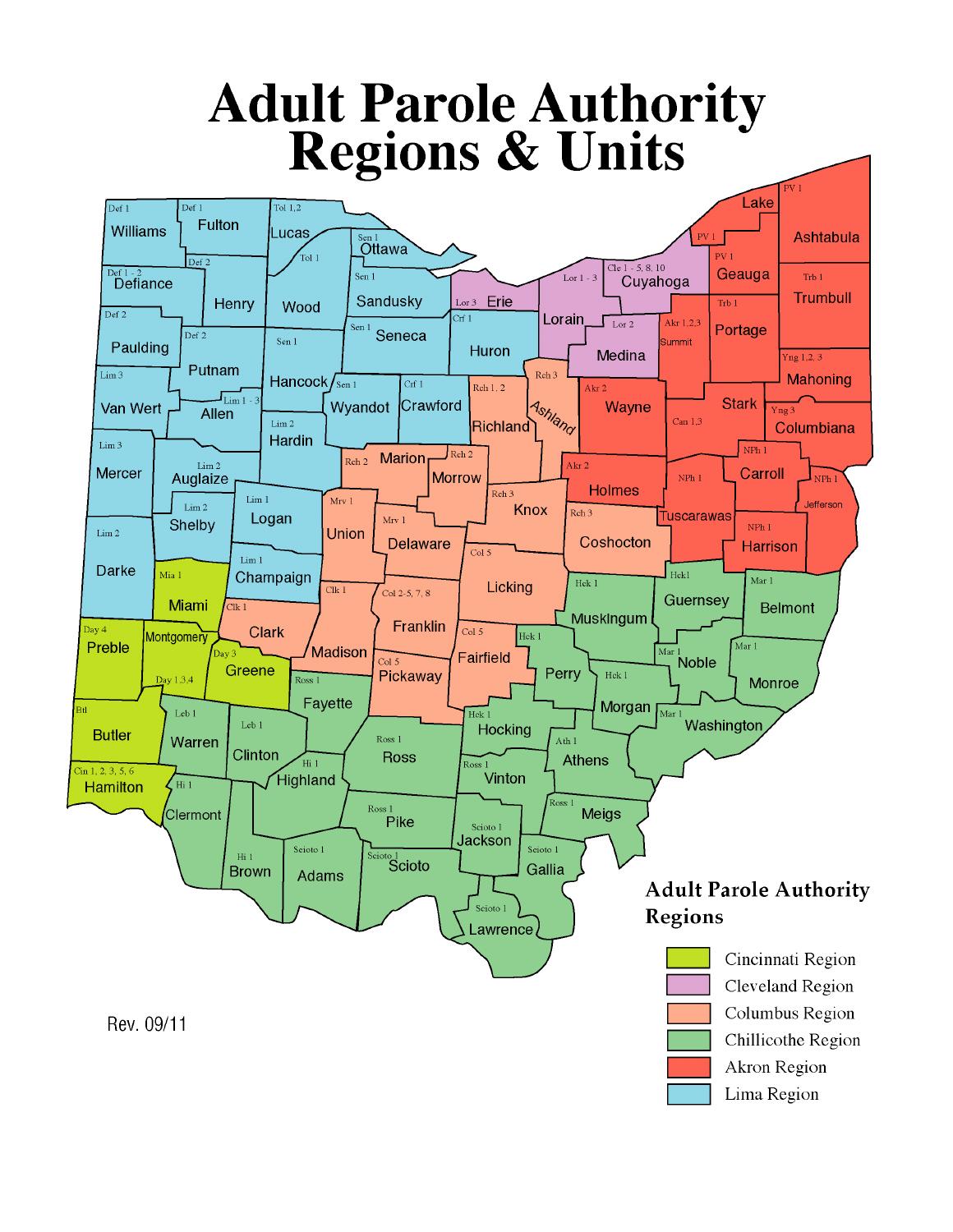# Adult Parole Authority Regions & Units

Def 1 Williams
Def 1 Fulton
Tol 1,2 Lucas
Sen 1 Ottawa
Tol 1 Wood
Def 1 - 2 Defiance
Def 2 Henry
Sen 1 Sandusky
Lor 3 Erie
Lor 1 - 3 Lorain
Cle 1 - 5, 8, 10 Cuyahoga
PV 1 Lake
PV 1 Ashtabula
PV 1 Geauga
Trb 1 Trumbull
Def 2 Paulding
Def 2 Putnam
Sen 1 Hancock
Sen 1 Seneca
Crf 1 Huron
Lor 2 Medina
Akr 1,2,3 Summit
Trb 1 Portage
Yng 1,2, 3 Mahoning
Lim 3 Van Wert
Lim 1 - 3 Allen
Sen 1 Wyandot
Crf 1 Crawford
Rch 1, 2 Richland
Rch 3 Ashland
Akr 2 Wayne
Can 1,3 Stark
Yng 3 Columbiana
Lim 3 Mercer
Lim 2 Auglaize
Lim 2 Hardin
Rch 2 Marion
Rch 2 Morrow
Rch 3 Knox
Akr 2 Holmes
NPh 1 Tuscarawas
NPh 1 Carroll
NPh 1 Jefferson
NPh 1 Harrison
Lim 2 Shelby
Lim 1 Logan
Mrv 1 Union
Mrv 1 Delaware
Rch 3 Coshocton
Lim 2 Darke
Mia 1 Miami
Lim 1 Champaign
Clk 1 Clark
Clk 1 Madison
Col 5 Licking
Col 2-5, 7, 8 Franklin
Hck 1 Muskingum
Hck1 Guernsey
Mar 1 Belmont
Day 4 Preble
Montgomery
Day 1,3,4
Day 3 Greene
Ross 1 Fayette
Col 5 Pickaway
Col 5 Fairfield
Hck 1 Perry
Mar 1 Noble
Mar 1 Monroe
Hck 1 Morgan
Mar 1 Washington
Btl Butler
Leb 1 Warren
Leb 1 Clinton
Ross 1 Ross
Hck 1 Hocking
Ath 1 Athens
Cin 1, 2, 3, 5, 6 Hamilton
Hi 1 Clermont
Hi 1 Highland
Ross 1 Vinton
Ross 1 Pike
Ross 1 Meigs
Sciato 1 Jackson
Hi 1 Brown
Sciato 1 Adams
Sciato 1 Scioto
Sciato 1 Gallia
Sciato 1 Lawrence

## Adult Parole Authority Regions

Cincinnati Region
Cleveland Region
Columbus Region
Chillicothe Region
Akron Region
Lima Region

Rev. 09/11